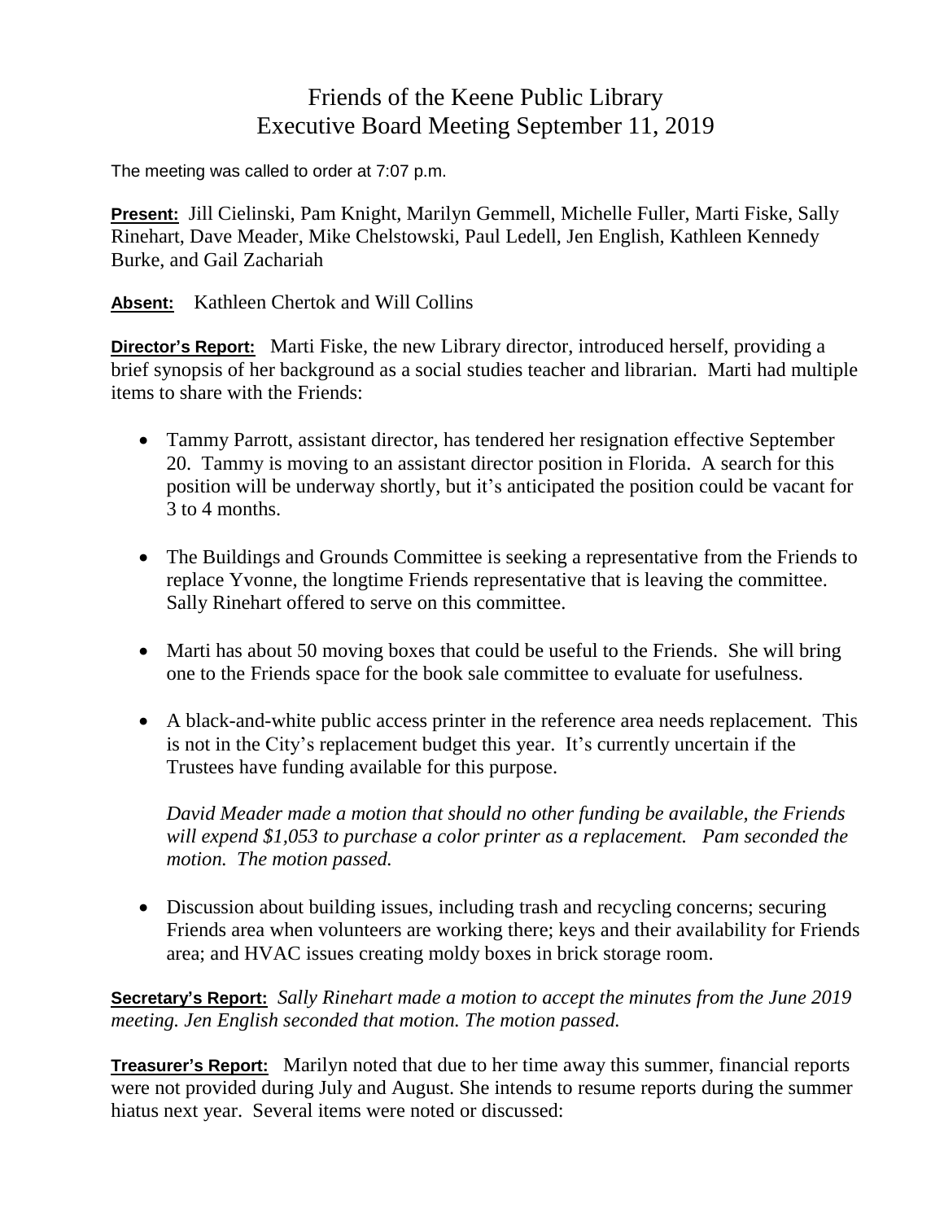# Friends of the Keene Public Library
# Executive Board Meeting September 11, 2019

The meeting was called to order at 7:07 p.m.

**Present:** Jill Cielinski, Pam Knight, Marilyn Gemmell, Michelle Fuller, Marti Fiske, Sally Rinehart, Dave Meader, Mike Chelstowski, Paul Ledell, Jen English, Kathleen Kennedy Burke, and Gail Zachariah

**Absent:** Kathleen Chertok and Will Collins

**Director's Report:** Marti Fiske, the new Library director, introduced herself, providing a brief synopsis of her background as a social studies teacher and librarian. Marti had multiple items to share with the Friends:

- Tammy Parrott, assistant director, has tendered her resignation effective September 20. Tammy is moving to an assistant director position in Florida. A search for this position will be underway shortly, but it's anticipated the position could be vacant for 3 to 4 months.

- The Buildings and Grounds Committee is seeking a representative from the Friends to replace Yvonne, the longtime Friends representative that is leaving the committee. Sally Rinehart offered to serve on this committee.

- Marti has about 50 moving boxes that could be useful to the Friends. She will bring one to the Friends space for the book sale committee to evaluate for usefulness.

- A black-and-white public access printer in the reference area needs replacement. This is not in the City's replacement budget this year. It's currently uncertain if the Trustees have funding available for this purpose.

  *David Meader made a motion that should no other funding be available, the Friends will expend $1,053 to purchase a color printer as a replacement. Pam seconded the motion. The motion passed.*

- Discussion about building issues, including trash and recycling concerns; securing Friends area when volunteers are working there; keys and their availability for Friends area; and HVAC issues creating moldy boxes in brick storage room.

**Secretary's Report:** *Sally Rinehart made a motion to accept the minutes from the June 2019 meeting. Jen English seconded that motion. The motion passed.*

**Treasurer's Report:** Marilyn noted that due to her time away this summer, financial reports were not provided during July and August. She intends to resume reports during the summer hiatus next year. Several items were noted or discussed: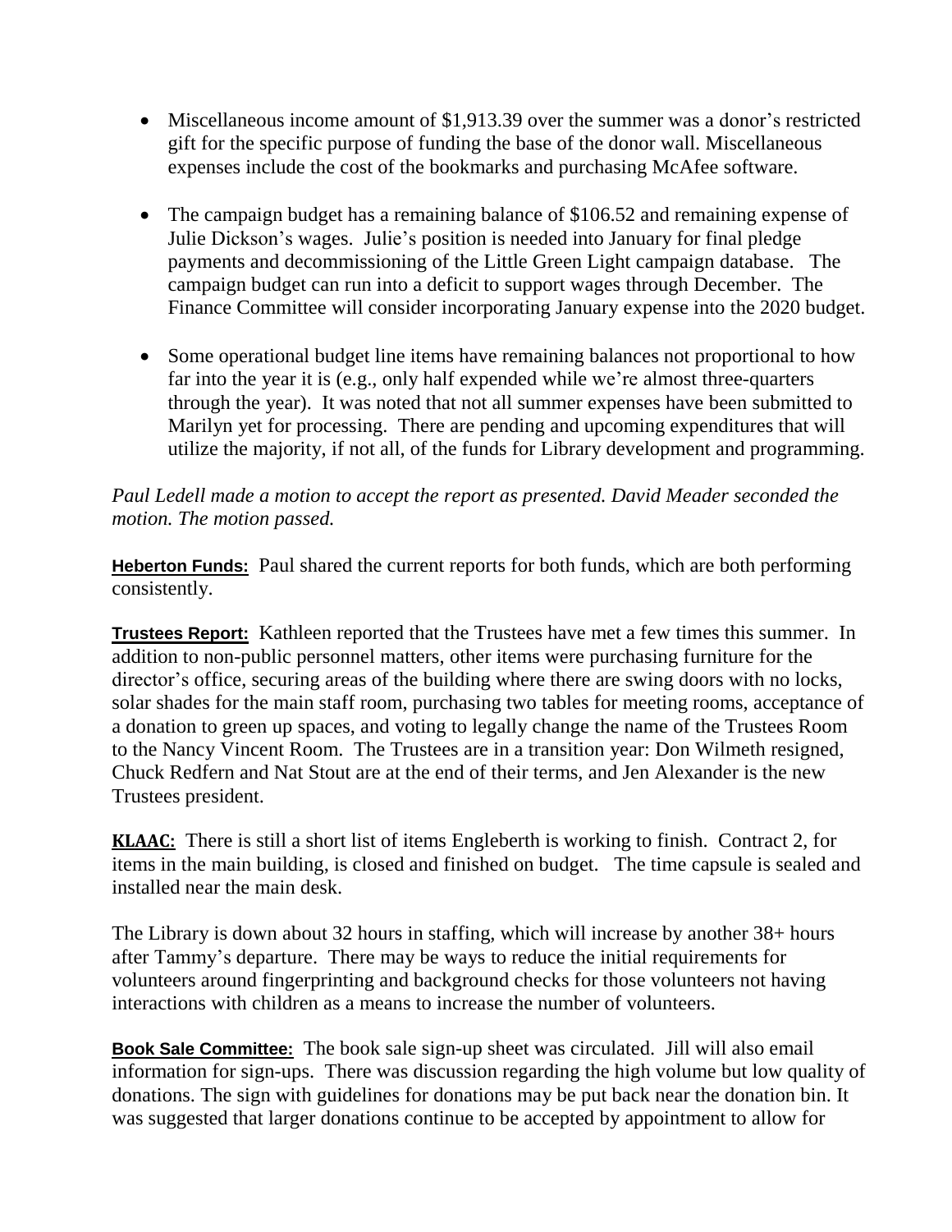- Miscellaneous income amount of $1,913.39 over the summer was a donor's restricted gift for the specific purpose of funding the base of the donor wall. Miscellaneous expenses include the cost of the bookmarks and purchasing McAfee software.

- The campaign budget has a remaining balance of $106.52 and remaining expense of Julie Dickson's wages. Julie's position is needed into January for final pledge payments and decommissioning of the Little Green Light campaign database. The campaign budget can run into a deficit to support wages through December. The Finance Committee will consider incorporating January expense into the 2020 budget.

- Some operational budget line items have remaining balances not proportional to how far into the year it is (e.g., only half expended while we're almost three-quarters through the year). It was noted that not all summer expenses have been submitted to Marilyn yet for processing. There are pending and upcoming expenditures that will utilize the majority, if not all, of the funds for Library development and programming.

*Paul Ledell made a motion to accept the report as presented. David Meader seconded the motion. The motion passed.*

**Heberton Funds:** Paul shared the current reports for both funds, which are both performing consistently.

**Trustees Report:** Kathleen reported that the Trustees have met a few times this summer. In addition to non-public personnel matters, other items were purchasing furniture for the director's office, securing areas of the building where there are swing doors with no locks, solar shades for the main staff room, purchasing two tables for meeting rooms, acceptance of a donation to green up spaces, and voting to legally change the name of the Trustees Room to the Nancy Vincent Room. The Trustees are in a transition year: Don Wilmeth resigned, Chuck Redfern and Nat Stout are at the end of their terms, and Jen Alexander is the new Trustees president.

**KLAAC:** There is still a short list of items Engleberth is working to finish. Contract 2, for items in the main building, is closed and finished on budget. The time capsule is sealed and installed near the main desk.

The Library is down about 32 hours in staffing, which will increase by another 38+ hours after Tammy's departure. There may be ways to reduce the initial requirements for volunteers around fingerprinting and background checks for those volunteers not having interactions with children as a means to increase the number of volunteers.

**Book Sale Committee:** The book sale sign-up sheet was circulated. Jill will also email information for sign-ups. There was discussion regarding the high volume but low quality of donations. The sign with guidelines for donations may be put back near the donation bin. It was suggested that larger donations continue to be accepted by appointment to allow for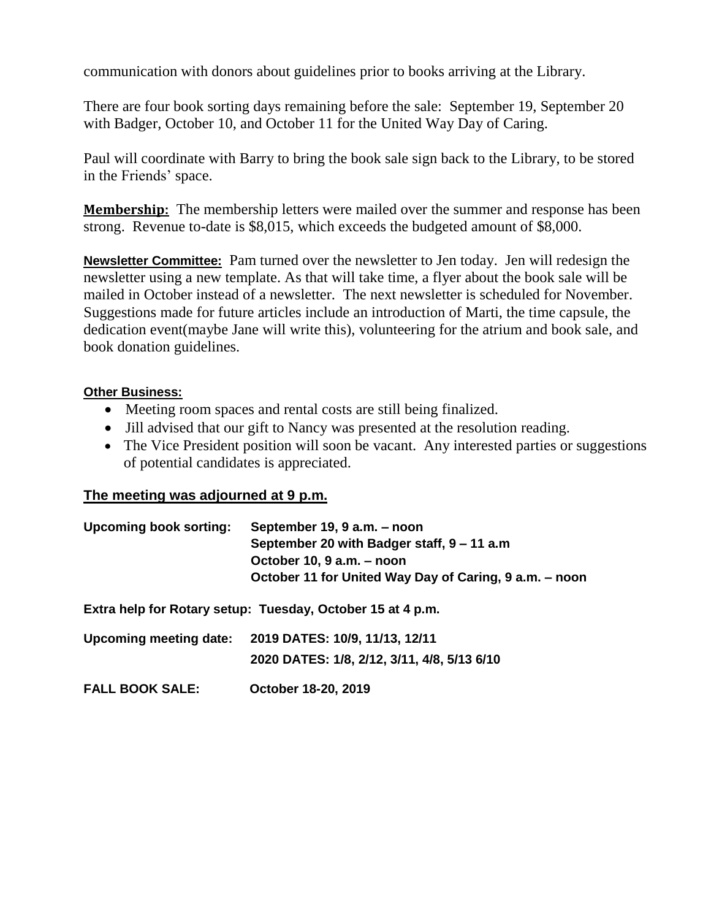communication with donors about guidelines prior to books arriving at the Library.

There are four book sorting days remaining before the sale: September 19, September 20 with Badger, October 10, and October 11 for the United Way Day of Caring.

Paul will coordinate with Barry to bring the book sale sign back to the Library, to be stored in the Friends' space.

**Membership:** The membership letters were mailed over the summer and response has been strong. Revenue to-date is $8,015, which exceeds the budgeted amount of $8,000.

**Newsletter Committee:** Pam turned over the newsletter to Jen today. Jen will redesign the newsletter using a new template. As that will take time, a flyer about the book sale will be mailed in October instead of a newsletter. The next newsletter is scheduled for November. Suggestions made for future articles include an introduction of Marti, the time capsule, the dedication event(maybe Jane will write this), volunteering for the atrium and book sale, and book donation guidelines.

**Other Business:**

- Meeting room spaces and rental costs are still being finalized.
- Jill advised that our gift to Nancy was presented at the resolution reading.
- The Vice President position will soon be vacant. Any interested parties or suggestions of potential candidates is appreciated.

**The meeting was adjourned at 9 p.m.**

**Upcoming book sorting:** **September 19, 9 a.m. – noon**
**September 20 with Badger staff, 9 – 11 a.m**
**October 10, 9 a.m. – noon**
**October 11 for United Way Day of Caring, 9 a.m. – noon**

**Extra help for Rotary setup: Tuesday, October 15 at 4 p.m.**

**Upcoming meeting date:** **2019 DATES: 10/9, 11/13, 12/11**
**2020 DATES: 1/8, 2/12, 3/11, 4/8, 5/13 6/10**

**FALL BOOK SALE:** **October 18-20, 2019**